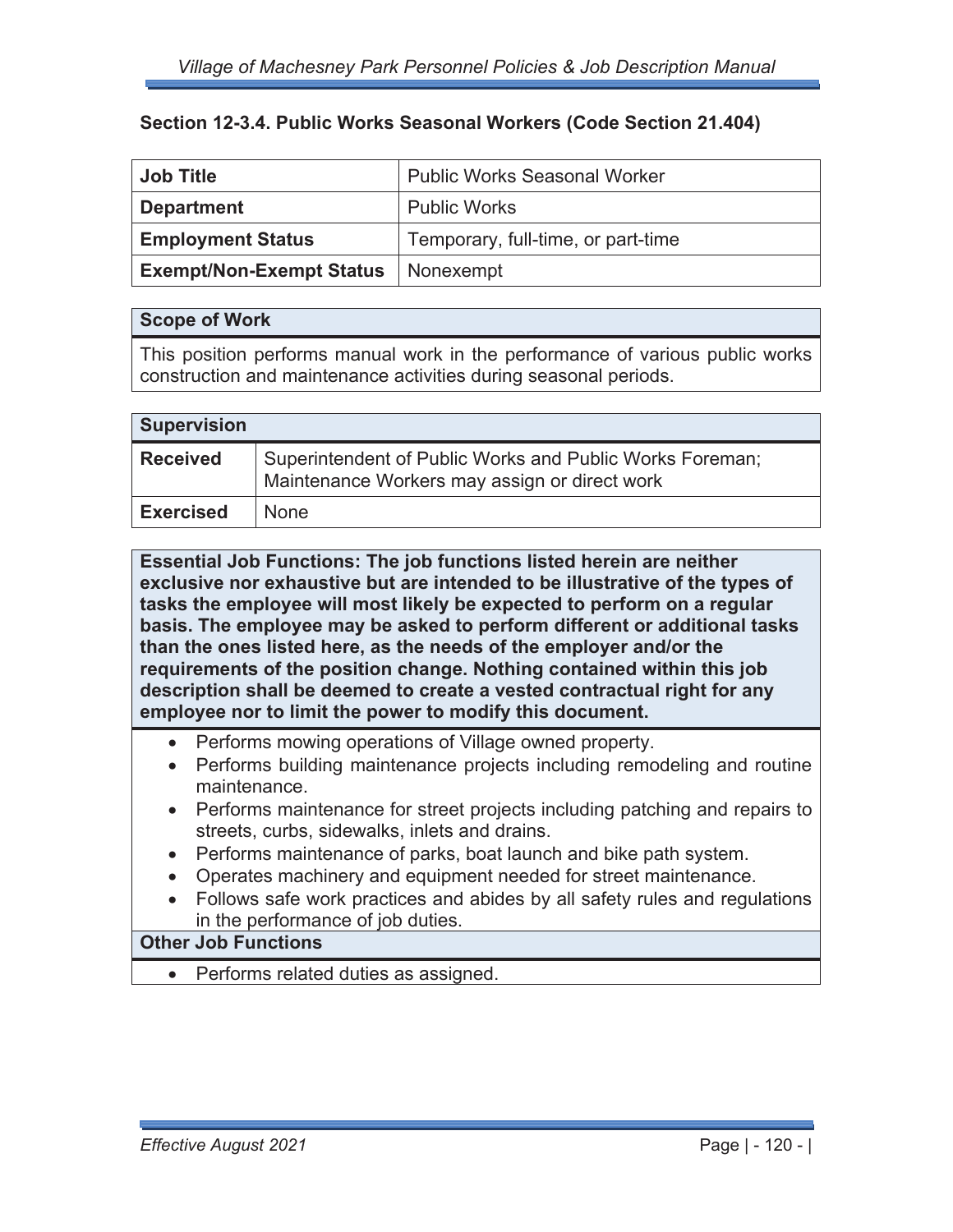## Section 12-3.4. Public Works Seasonal Workers (Code Section 21.404)

| | |
|---|---|
| **Job Title** | Public Works Seasonal Worker |
| **Department** | Public Works |
| **Employment Status** | Temporary, full-time, or part-time |
| **Exempt/Non-Exempt Status** | Nonexempt |

**Scope of Work**

This position performs manual work in the performance of various public works construction and maintenance activities during seasonal periods.

| **Supervision** | |
|---|---|
| **Received** | Superintendent of Public Works and Public Works Foreman; Maintenance Workers may assign or direct work |
| **Exercised** | None |

**Essential Job Functions: The job functions listed herein are neither exclusive nor exhaustive but are intended to be illustrative of the types of tasks the employee will most likely be expected to perform on a regular basis. The employee may be asked to perform different or additional tasks than the ones listed here, as the needs of the employer and/or the requirements of the position change. Nothing contained within this job description shall be deemed to create a vested contractual right for any employee nor to limit the power to modify this document.**

- Performs mowing operations of Village owned property.
- Performs building maintenance projects including remodeling and routine maintenance.
- Performs maintenance for street projects including patching and repairs to streets, curbs, sidewalks, inlets and drains.
- Performs maintenance of parks, boat launch and bike path system.
- Operates machinery and equipment needed for street maintenance.
- Follows safe work practices and abides by all safety rules and regulations in the performance of job duties.

**Other Job Functions**

- Performs related duties as assigned.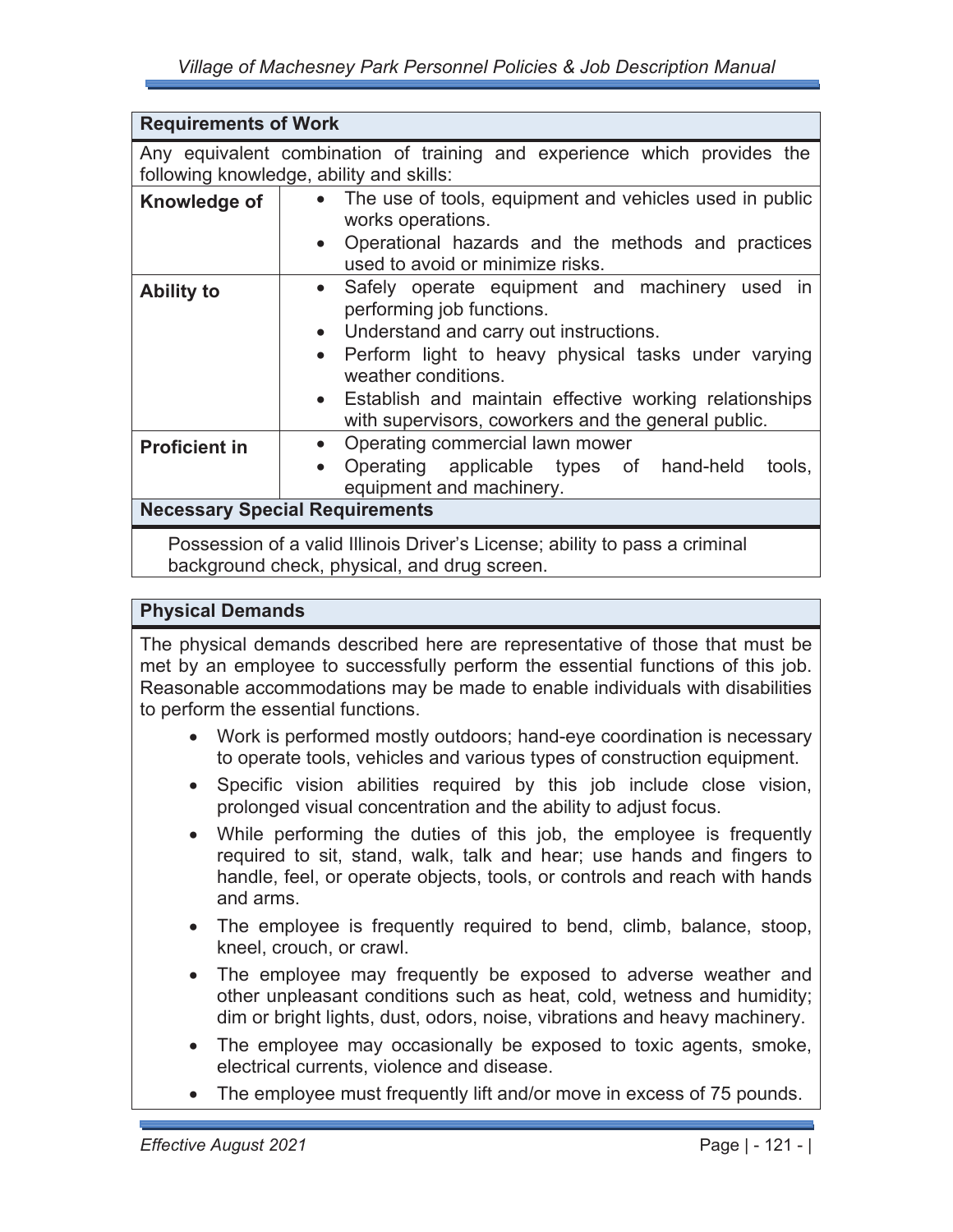## Requirements of Work

Any equivalent combination of training and experience which provides the following knowledge, ability and skills:

| | |
|---|---|
| **Knowledge of** | • The use of tools, equipment and vehicles used in public works operations.<br>• Operational hazards and the methods and practices used to avoid or minimize risks. |
| **Ability to** | • Safely operate equipment and machinery used in performing job functions.<br>• Understand and carry out instructions.<br>• Perform light to heavy physical tasks under varying weather conditions.<br>• Establish and maintain effective working relationships with supervisors, coworkers and the general public. |
| **Proficient in** | • Operating commercial lawn mower<br>• Operating applicable types of hand-held tools, equipment and machinery. |

## Necessary Special Requirements

Possession of a valid Illinois Driver's License; ability to pass a criminal background check, physical, and drug screen.

## Physical Demands

The physical demands described here are representative of those that must be met by an employee to successfully perform the essential functions of this job. Reasonable accommodations may be made to enable individuals with disabilities to perform the essential functions.

- Work is performed mostly outdoors; hand-eye coordination is necessary to operate tools, vehicles and various types of construction equipment.
- Specific vision abilities required by this job include close vision, prolonged visual concentration and the ability to adjust focus.
- While performing the duties of this job, the employee is frequently required to sit, stand, walk, talk and hear; use hands and fingers to handle, feel, or operate objects, tools, or controls and reach with hands and arms.
- The employee is frequently required to bend, climb, balance, stoop, kneel, crouch, or crawl.
- The employee may frequently be exposed to adverse weather and other unpleasant conditions such as heat, cold, wetness and humidity; dim or bright lights, dust, odors, noise, vibrations and heavy machinery.
- The employee may occasionally be exposed to toxic agents, smoke, electrical currents, violence and disease.
- The employee must frequently lift and/or move in excess of 75 pounds.